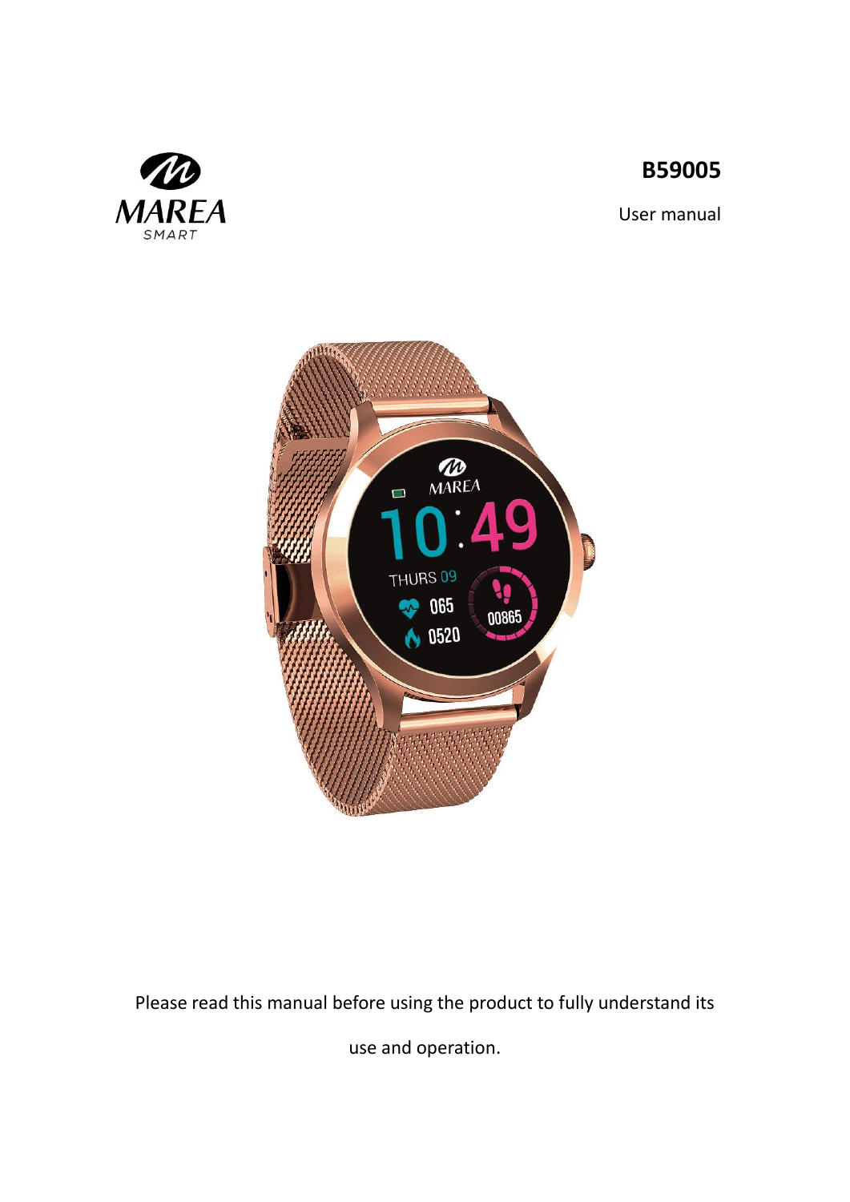# B59005

User manual

Please read this manual before using the product to fully understand its use and operation.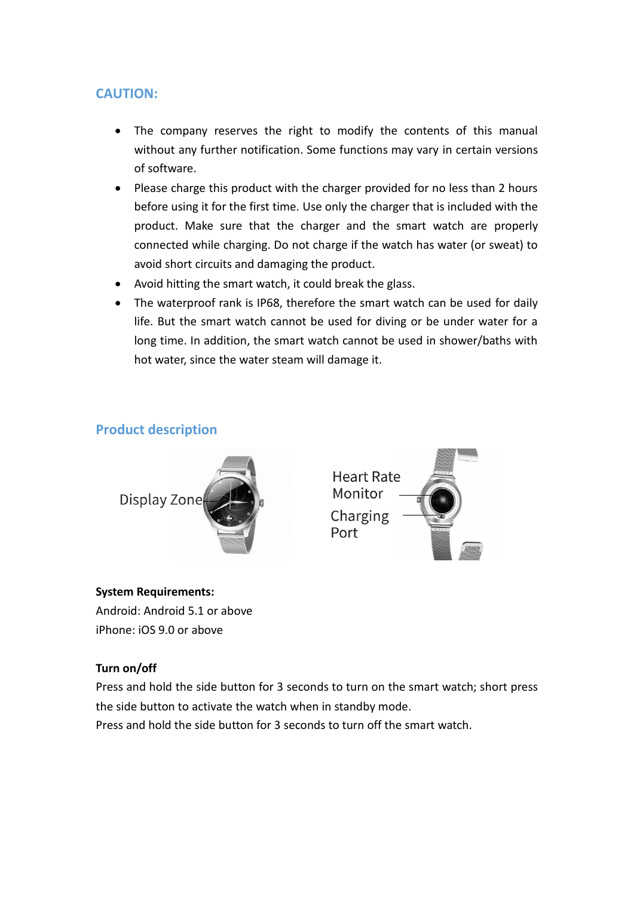## CAUTION:

- The company reserves the right to modify the contents of this manual without any further notification. Some functions may vary in certain versions of software.
- Please charge this product with the charger provided for no less than 2 hours before using it for the first time. Use only the charger that is included with the product. Make sure that the charger and the smart watch are properly connected while charging. Do not charge if the watch has water (or sweat) to avoid short circuits and damaging the product.
- Avoid hitting the smart watch, it could break the glass.
- The waterproof rank is IP68, therefore the smart watch can be used for daily life. But the smart watch cannot be used for diving or be under water for a long time. In addition, the smart watch cannot be used in shower/baths with hot water, since the water steam will damage it.

## Product description

Display Zone

Heart Rate Monitor

Charging Port

**System Requirements:**

Android: Android 5.1 or above

iPhone: iOS 9.0 or above

**Turn on/off**

Press and hold the side button for 3 seconds to turn on the smart watch; short press the side button to activate the watch when in standby mode.

Press and hold the side button for 3 seconds to turn off the smart watch.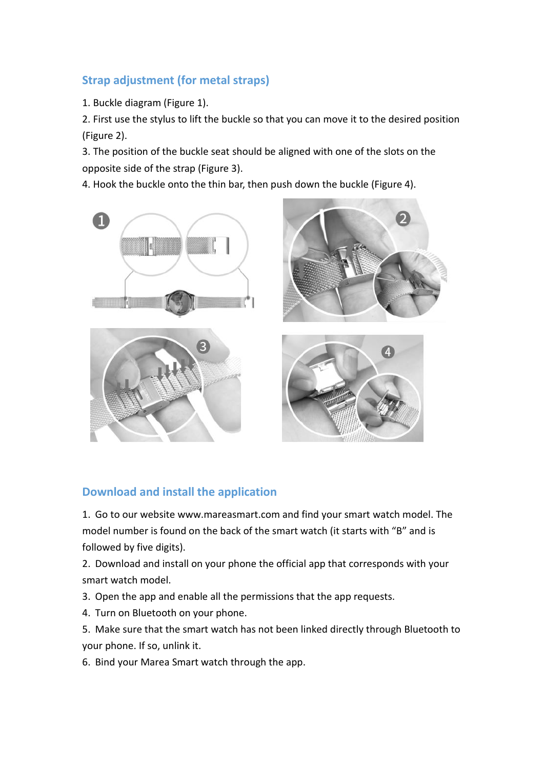## Strap adjustment (for metal straps)

1. Buckle diagram (Figure 1).
2. First use the stylus to lift the buckle so that you can move it to the desired position (Figure 2).
3. The position of the buckle seat should be aligned with one of the slots on the opposite side of the strap (Figure 3).
4. Hook the buckle onto the thin bar, then push down the buckle (Figure 4).

## Download and install the application

1. Go to our website www.mareasmart.com and find your smart watch model. The model number is found on the back of the smart watch (it starts with "B" and is followed by five digits).
2. Download and install on your phone the official app that corresponds with your smart watch model.
3. Open the app and enable all the permissions that the app requests.
4. Turn on Bluetooth on your phone.
5. Make sure that the smart watch has not been linked directly through Bluetooth to your phone. If so, unlink it.
6. Bind your Marea Smart watch through the app.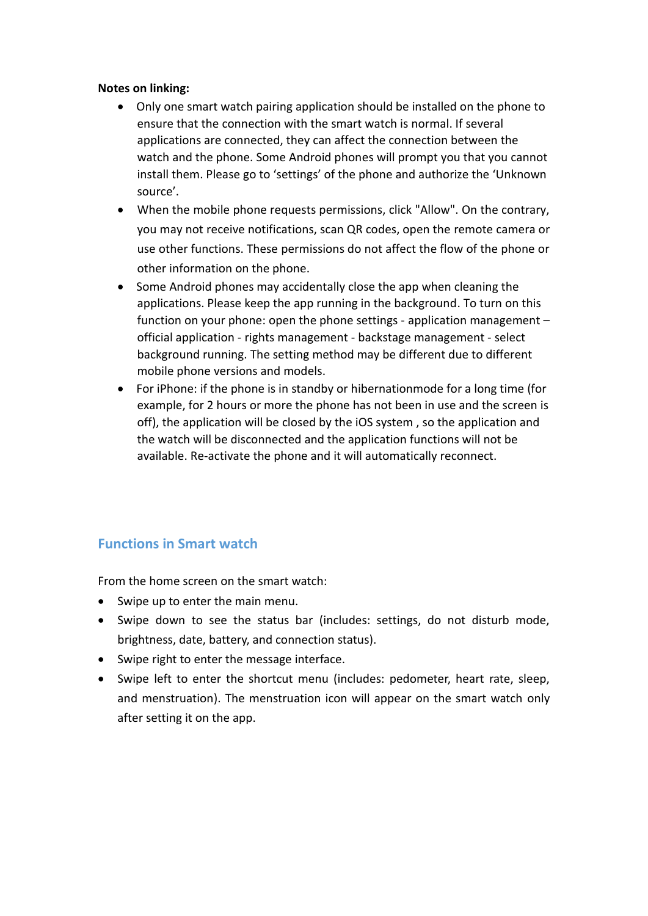**Notes on linking:**

- Only one smart watch pairing application should be installed on the phone to ensure that the connection with the smart watch is normal. If several applications are connected, they can affect the connection between the watch and the phone. Some Android phones will prompt you that you cannot install them. Please go to 'settings' of the phone and authorize the 'Unknown source'.
- When the mobile phone requests permissions, click "Allow". On the contrary, you may not receive notifications, scan QR codes, open the remote camera or use other functions. These permissions do not affect the flow of the phone or other information on the phone.
- Some Android phones may accidentally close the app when cleaning the applications. Please keep the app running in the background. To turn on this function on your phone: open the phone settings - application management – official application - rights management - backstage management - select background running. The setting method may be different due to different mobile phone versions and models.
- For iPhone: if the phone is in standby or hibernationmode for a long time (for example, for 2 hours or more the phone has not been in use and the screen is off), the application will be closed by the iOS system , so the application and the watch will be disconnected and the application functions will not be available. Re-activate the phone and it will automatically reconnect.

## Functions in Smart watch

From the home screen on the smart watch:

- Swipe up to enter the main menu.
- Swipe down to see the status bar (includes: settings, do not disturb mode, brightness, date, battery, and connection status).
- Swipe right to enter the message interface.
- Swipe left to enter the shortcut menu (includes: pedometer, heart rate, sleep, and menstruation). The menstruation icon will appear on the smart watch only after setting it on the app.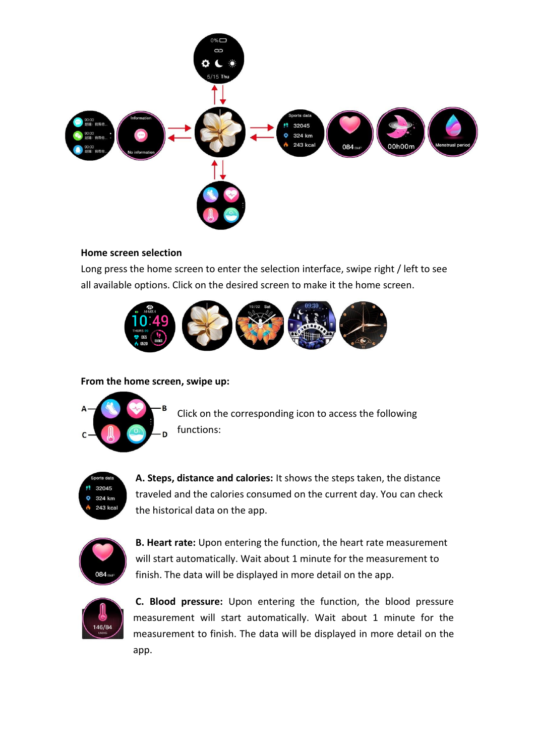**Home screen selection**

Long press the home screen to enter the selection interface, swipe right / left to see all available options. Click on the desired screen to make it the home screen.

**From the home screen, swipe up:**

Click on the corresponding icon to access the following functions:

**A. Steps, distance and calories:** It shows the steps taken, the distance traveled and the calories consumed on the current day. You can check the historical data on the app.

**B. Heart rate:** Upon entering the function, the heart rate measurement will start automatically. Wait about 1 minute for the measurement to finish. The data will be displayed in more detail on the app.

**C. Blood pressure:** Upon entering the function, the blood pressure measurement will start automatically. Wait about 1 minute for the measurement to finish. The data will be displayed in more detail on the app.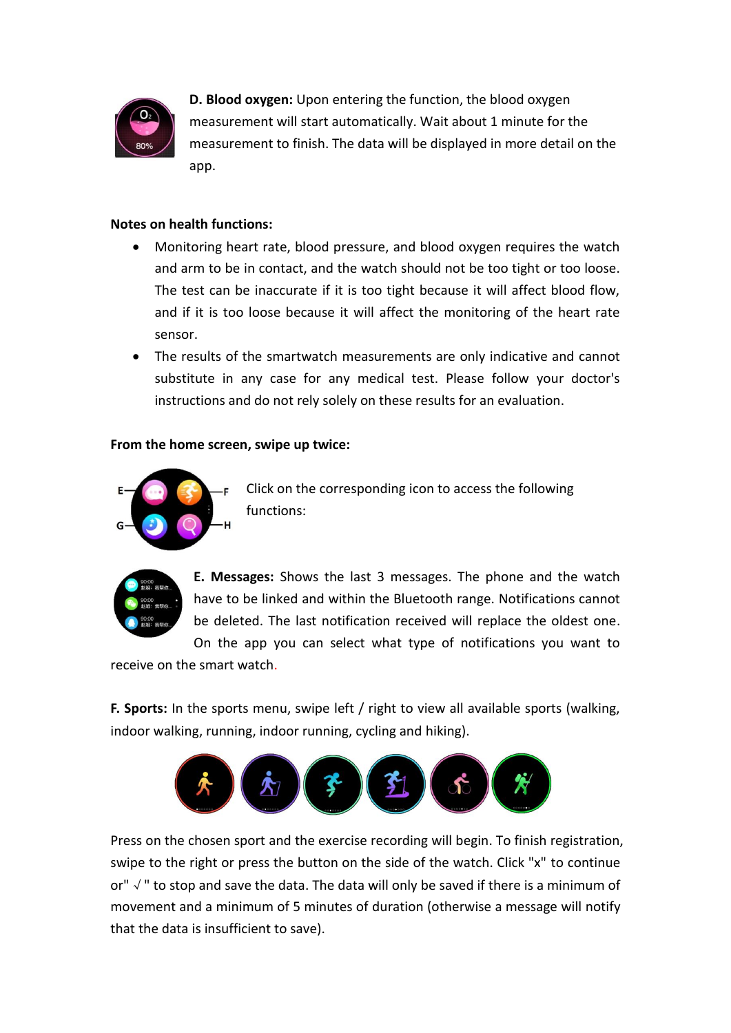**D. Blood oxygen:** Upon entering the function, the blood oxygen measurement will start automatically. Wait about 1 minute for the measurement to finish. The data will be displayed in more detail on the app.

**Notes on health functions:**

- Monitoring heart rate, blood pressure, and blood oxygen requires the watch and arm to be in contact, and the watch should not be too tight or too loose. The test can be inaccurate if it is too tight because it will affect blood flow, and if it is too loose because it will affect the monitoring of the heart rate sensor.
- The results of the smartwatch measurements are only indicative and cannot substitute in any case for any medical test. Please follow your doctor's instructions and do not rely solely on these results for an evaluation.

**From the home screen, swipe up twice:**

Click on the corresponding icon to access the following functions:

**E. Messages:** Shows the last 3 messages. The phone and the watch have to be linked and within the Bluetooth range. Notifications cannot be deleted. The last notification received will replace the oldest one. On the app you can select what type of notifications you want to receive on the smart watch.

**F. Sports:** In the sports menu, swipe left / right to view all available sports (walking, indoor walking, running, indoor running, cycling and hiking).

Press on the chosen sport and the exercise recording will begin. To finish registration, swipe to the right or press the button on the side of the watch. Click "x" to continue or" √ " to stop and save the data. The data will only be saved if there is a minimum of movement and a minimum of 5 minutes of duration (otherwise a message will notify that the data is insufficient to save).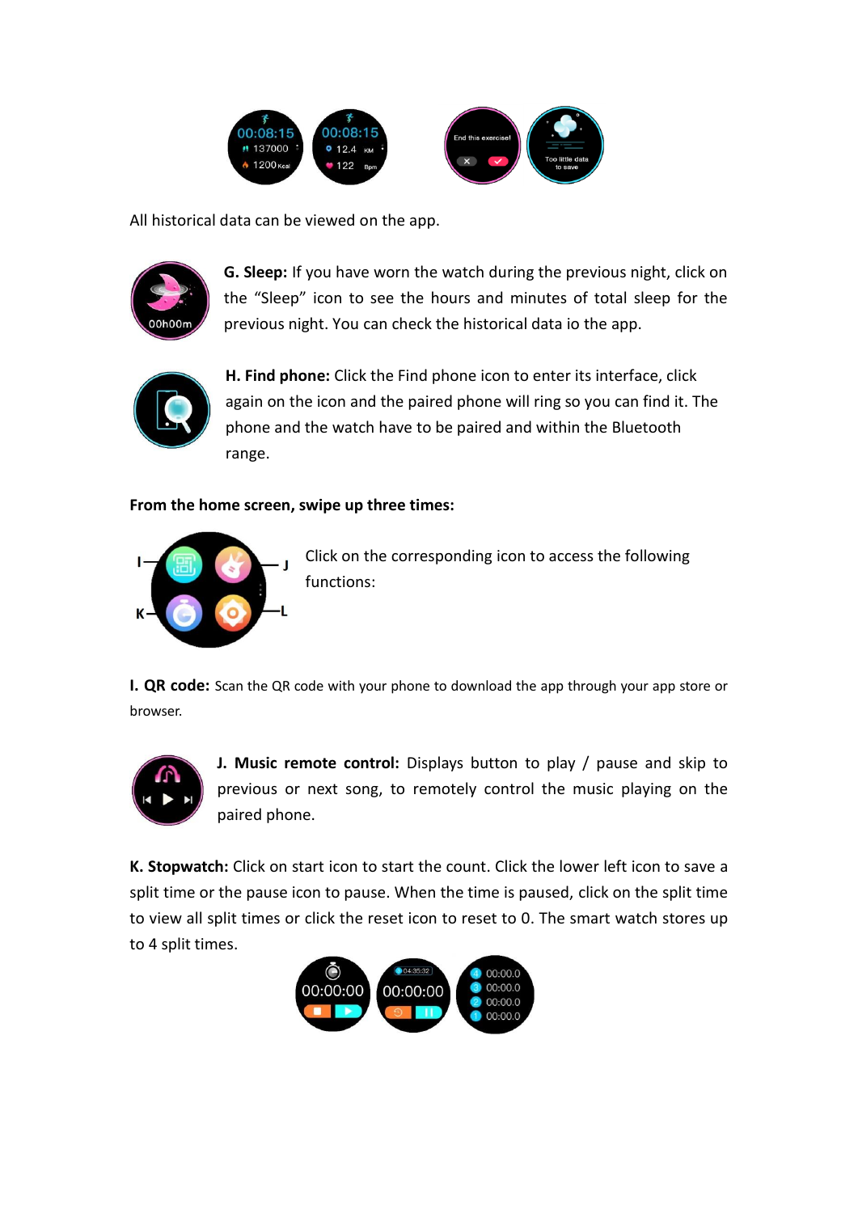All historical data can be viewed on the app.

**G. Sleep:** If you have worn the watch during the previous night, click on the “Sleep” icon to see the hours and minutes of total sleep for the previous night. You can check the historical data io the app.

**H. Find phone:** Click the Find phone icon to enter its interface, click again on the icon and the paired phone will ring so you can find it. The phone and the watch have to be paired and within the Bluetooth range.

**From the home screen, swipe up three times:**

Click on the corresponding icon to access the following functions:

**I. QR code:** Scan the QR code with your phone to download the app through your app store or browser.

**J. Music remote control:** Displays button to play / pause and skip to previous or next song, to remotely control the music playing on the paired phone.

**K. Stopwatch:** Click on start icon to start the count. Click the lower left icon to save a split time or the pause icon to pause. When the time is paused, click on the split time to view all split times or click the reset icon to reset to 0. The smart watch stores up to 4 split times.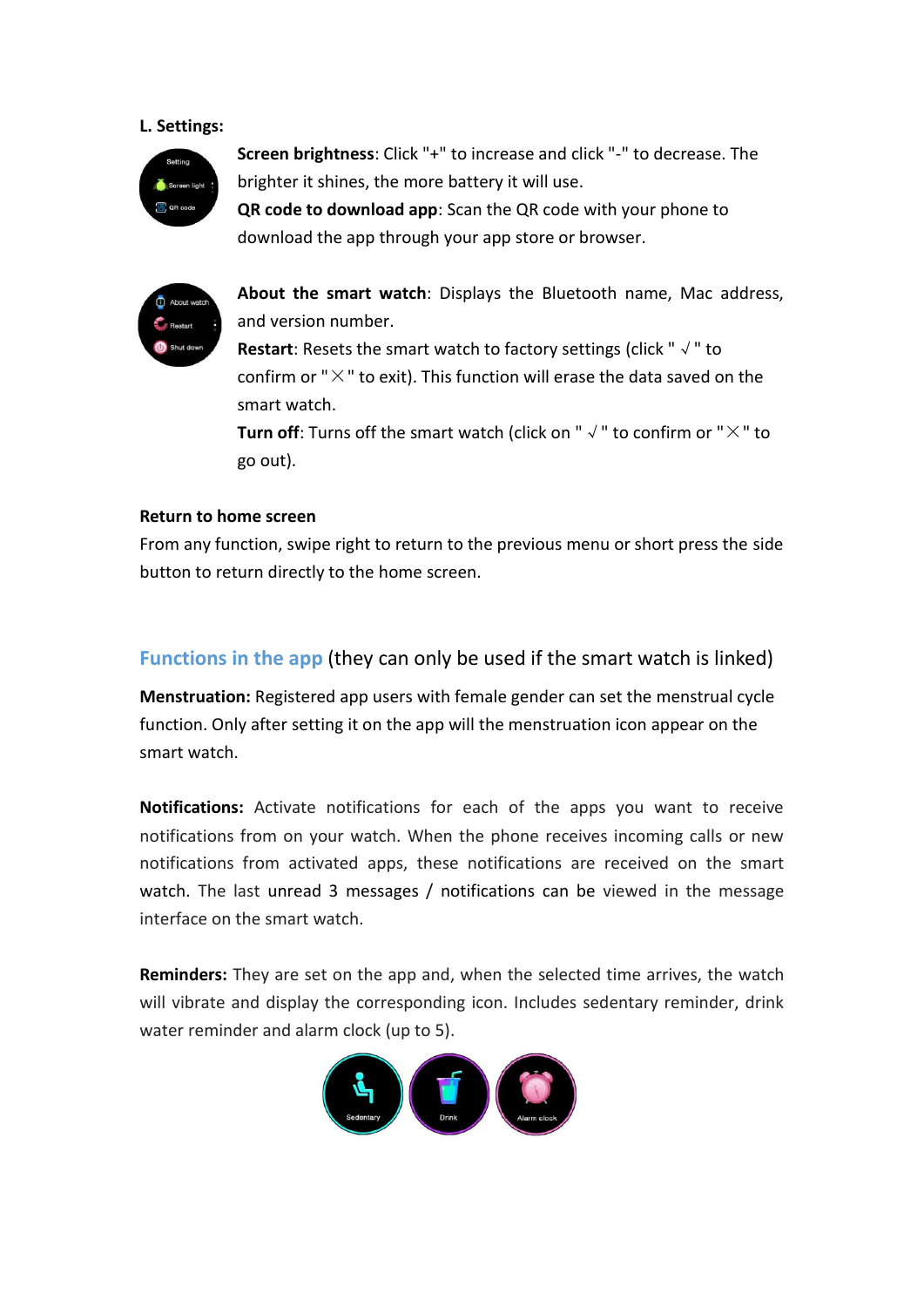**L. Settings:**

**Screen brightness**: Click "+" to increase and click "-" to decrease. The brighter it shines, the more battery it will use.
**QR code to download app**: Scan the QR code with your phone to download the app through your app store or browser.

**About the smart watch**: Displays the Bluetooth name, Mac address, and version number.
**Restart**: Resets the smart watch to factory settings (click " √ " to confirm or " ╳ " to exit). This function will erase the data saved on the smart watch.
**Turn off**: Turns off the smart watch (click on " √ " to confirm or " ╳ " to go out).

**Return to home screen**

From any function, swipe right to return to the previous menu or short press the side button to return directly to the home screen.

## Functions in the app (they can only be used if the smart watch is linked)

**Menstruation:** Registered app users with female gender can set the menstrual cycle function. Only after setting it on the app will the menstruation icon appear on the smart watch.

**Notifications:** Activate notifications for each of the apps you want to receive notifications from on your watch. When the phone receives incoming calls or new notifications from activated apps, these notifications are received on the smart watch. The last unread 3 messages / notifications can be viewed in the message interface on the smart watch.

**Reminders:** They are set on the app and, when the selected time arrives, the watch will vibrate and display the corresponding icon. Includes sedentary reminder, drink water reminder and alarm clock (up to 5).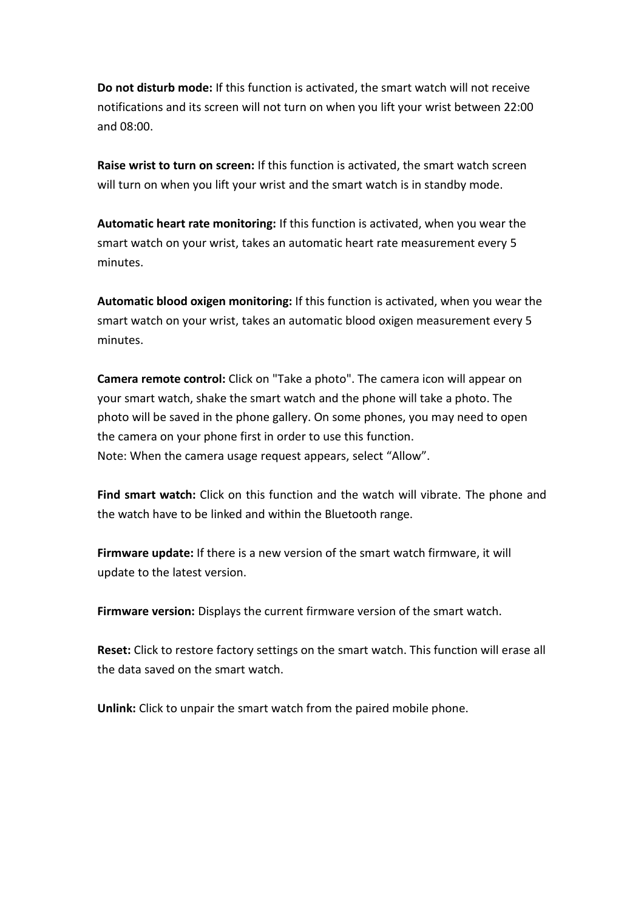**Do not disturb mode:** If this function is activated, the smart watch will not receive notifications and its screen will not turn on when you lift your wrist between 22:00 and 08:00.

**Raise wrist to turn on screen:** If this function is activated, the smart watch screen will turn on when you lift your wrist and the smart watch is in standby mode.

**Automatic heart rate monitoring:** If this function is activated, when you wear the smart watch on your wrist, takes an automatic heart rate measurement every 5 minutes.

**Automatic blood oxigen monitoring:** If this function is activated, when you wear the smart watch on your wrist, takes an automatic blood oxigen measurement every 5 minutes.

**Camera remote control:** Click on "Take a photo". The camera icon will appear on your smart watch, shake the smart watch and the phone will take a photo. The photo will be saved in the phone gallery. On some phones, you may need to open the camera on your phone first in order to use this function.
Note: When the camera usage request appears, select “Allow”.

**Find smart watch:** Click on this function and the watch will vibrate. The phone and the watch have to be linked and within the Bluetooth range.

**Firmware update:** If there is a new version of the smart watch firmware, it will update to the latest version.

**Firmware version:** Displays the current firmware version of the smart watch.

**Reset:** Click to restore factory settings on the smart watch. This function will erase all the data saved on the smart watch.

**Unlink:** Click to unpair the smart watch from the paired mobile phone.